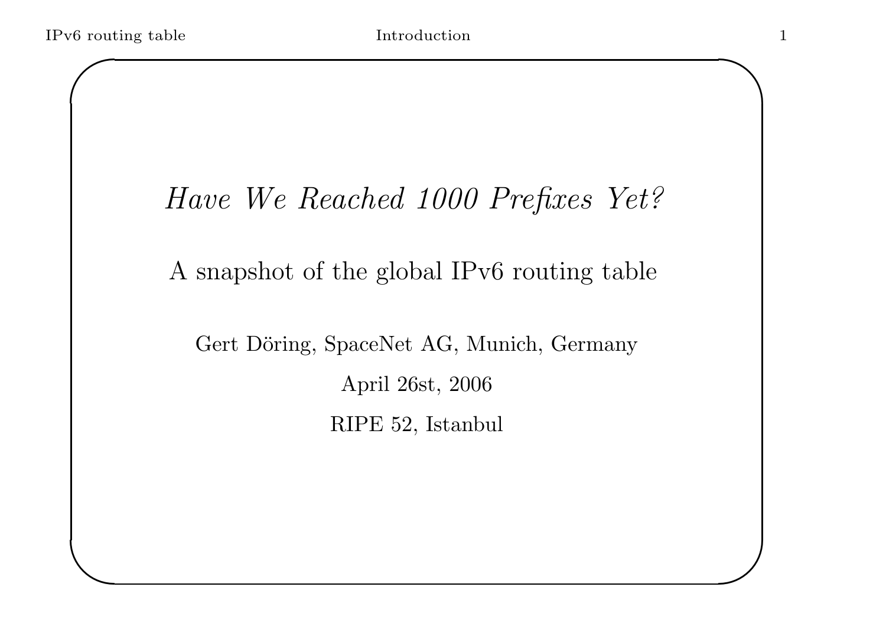# *Have We Reached 1000 Prefixes Yet?*

A snapshot of the global IPv6 routing table

Gert Döring, SpaceNet AG, Munich, Germany

April 26st, 2006

RIPE 52, Istanbul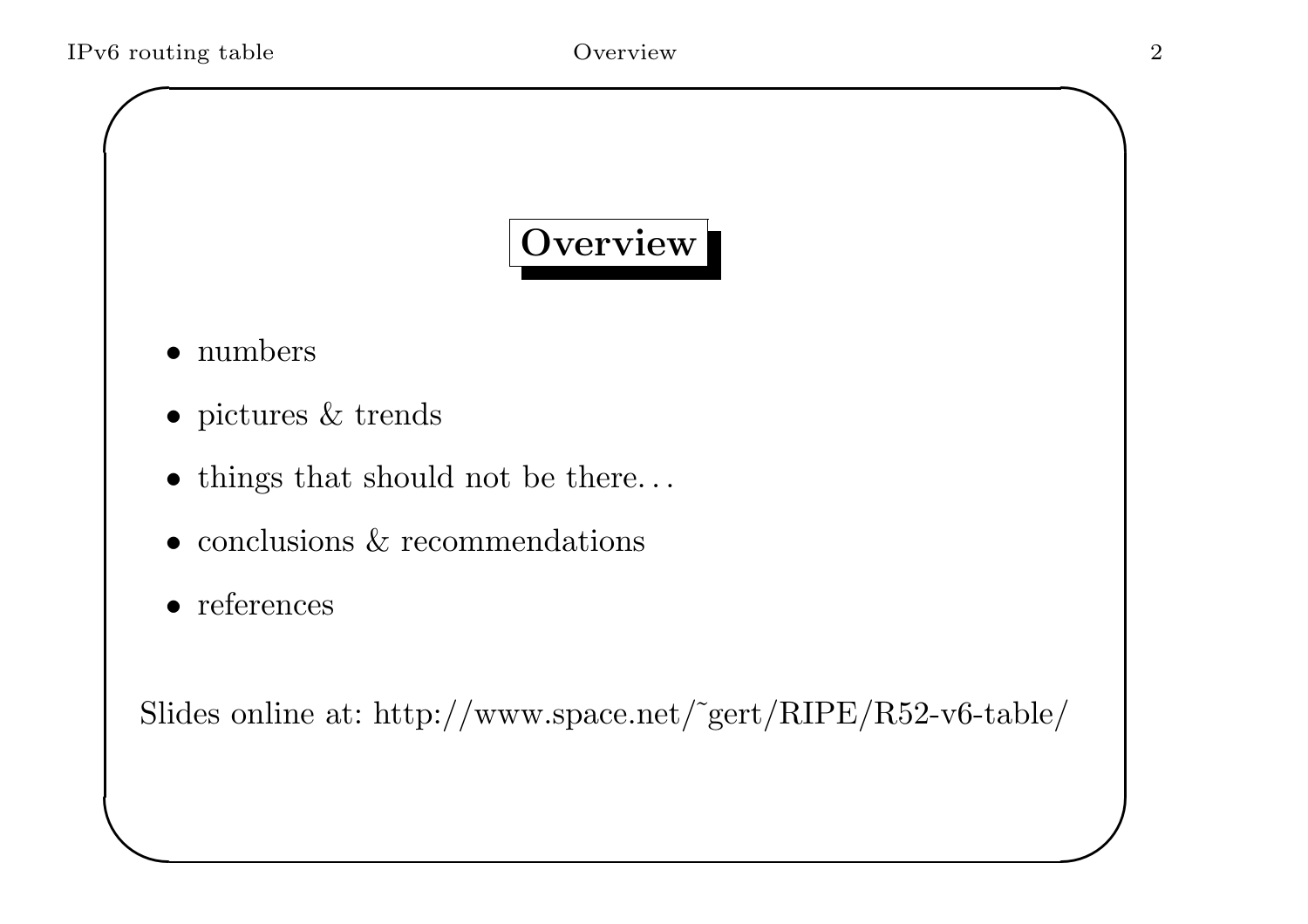# Overview

- numbers
- pictures & trends
- things that should not be there...
- conclusions & recommendations
- references

Slides online at: http://www.space.net/~gert/RIPE/R52-v6-table/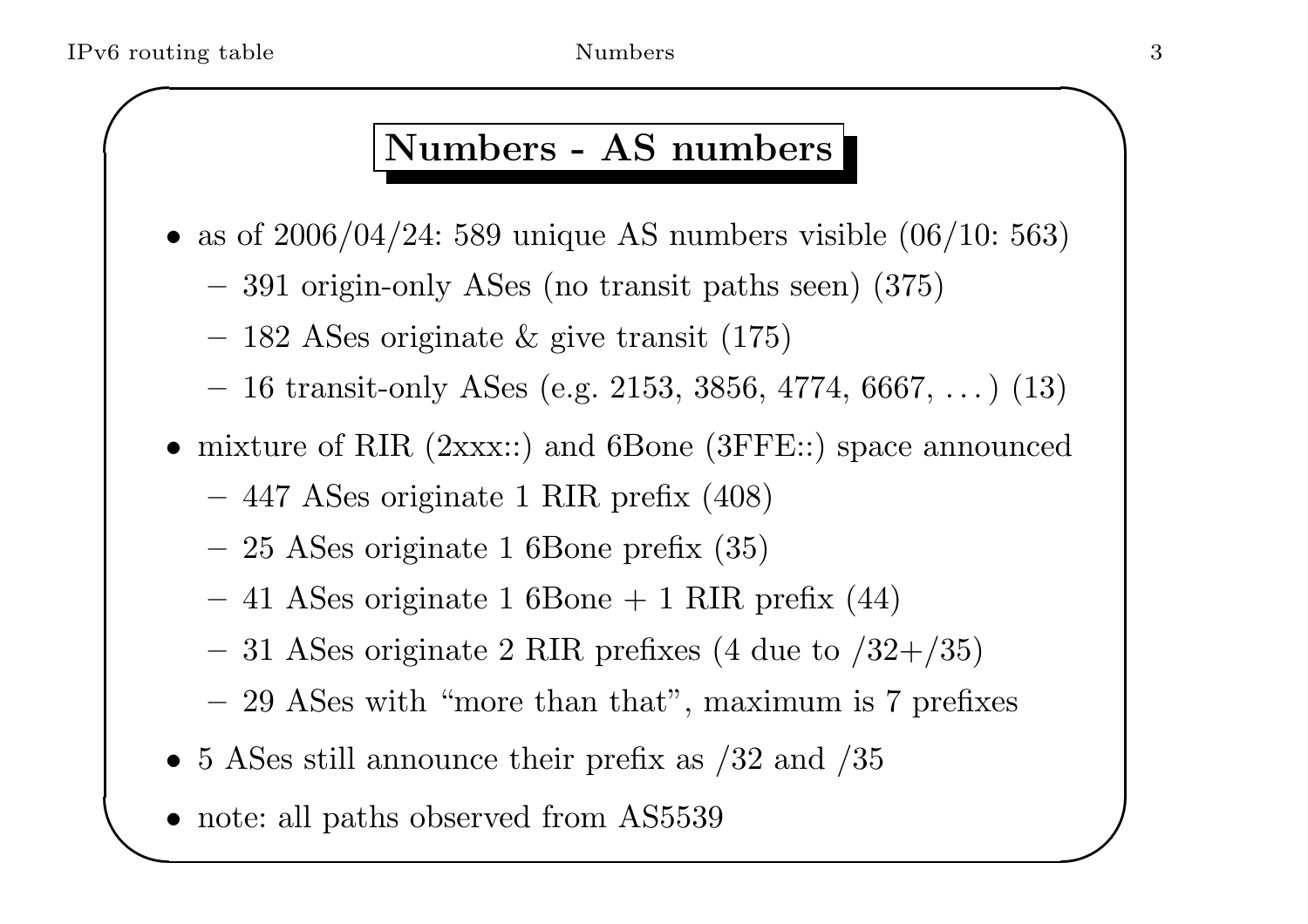## Numbers - AS numbers

- as of 2006/04/24: 589 unique AS numbers visible (06/10: 563)
  - 391 origin-only ASes (no transit paths seen) (375)
  - 182 ASes originate & give transit (175)
  - 16 transit-only ASes (e.g. 2153, 3856, 4774, 6667, ...) (13)
- mixture of RIR (2xxx::) and 6Bone (3FFE::) space announced
  - 447 ASes originate 1 RIR prefix (408)
  - 25 ASes originate 1 6Bone prefix (35)
  - 41 ASes originate 1 6Bone + 1 RIR prefix (44)
  - 31 ASes originate 2 RIR prefixes (4 due to /32+/35)
  - 29 ASes with "more than that", maximum is 7 prefixes
- 5 ASes still announce their prefix as /32 and /35
- note: all paths observed from AS5539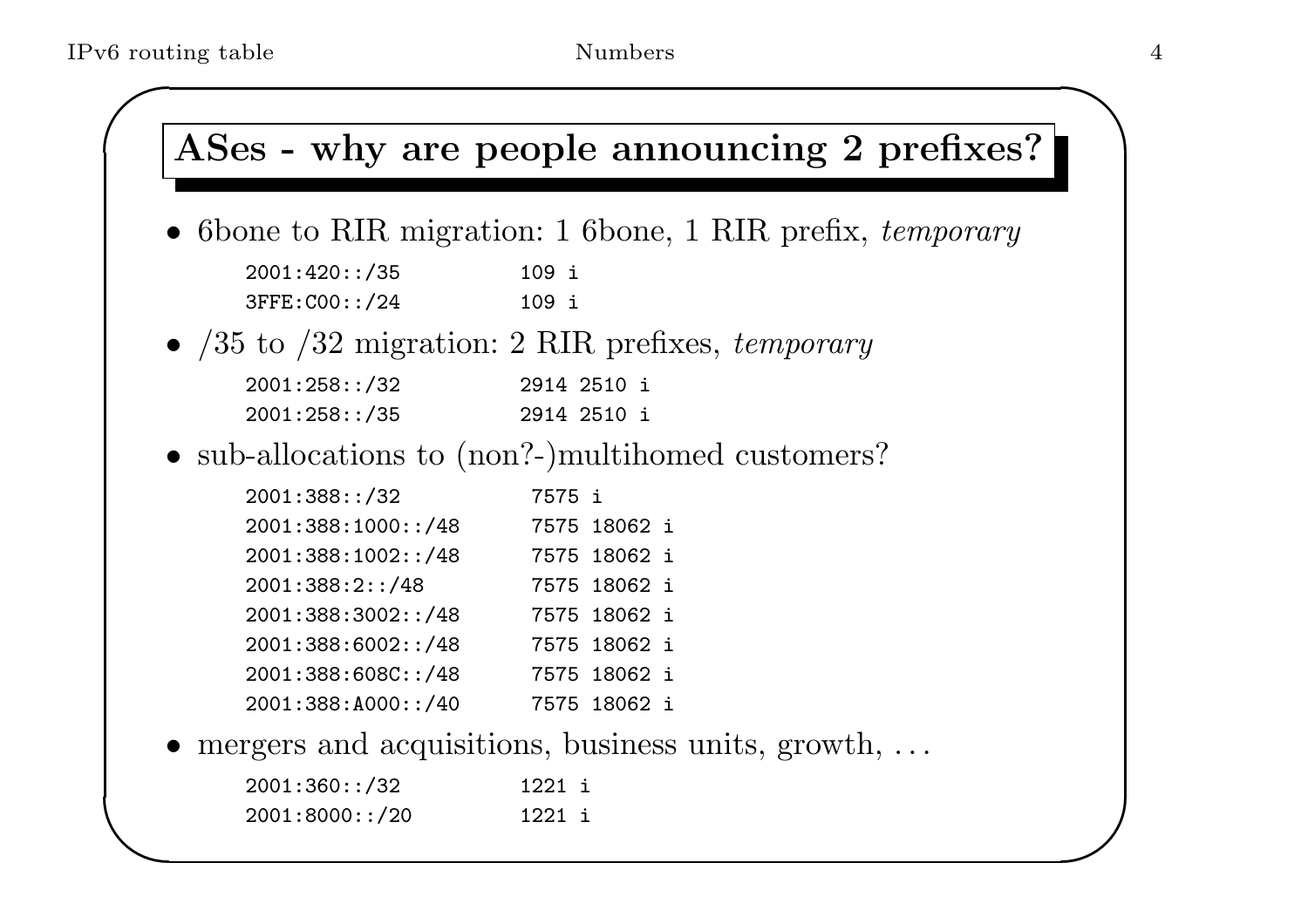## ASes - why are people announcing 2 prefixes?

- 6bone to RIR migration: 1 6bone, 1 RIR prefix, *temporary*

```
2001:420::/35          109 i
3FFE:C00::/24          109 i
```

- /35 to /32 migration: 2 RIR prefixes, *temporary*

```
2001:258::/32          2914 2510 i
2001:258::/35          2914 2510 i
```

- sub-allocations to (non?-)multihomed customers?

```
2001:388::/32           7575 i
2001:388:1000::/48      7575 18062 i
2001:388:1002::/48      7575 18062 i
2001:388:2::/48         7575 18062 i
2001:388:3002::/48      7575 18062 i
2001:388:6002::/48      7575 18062 i
2001:388:608C::/48      7575 18062 i
2001:388:A000::/40      7575 18062 i
```

- mergers and acquisitions, business units, growth, ...

```
2001:360::/32          1221 i
2001:8000::/20         1221 i
```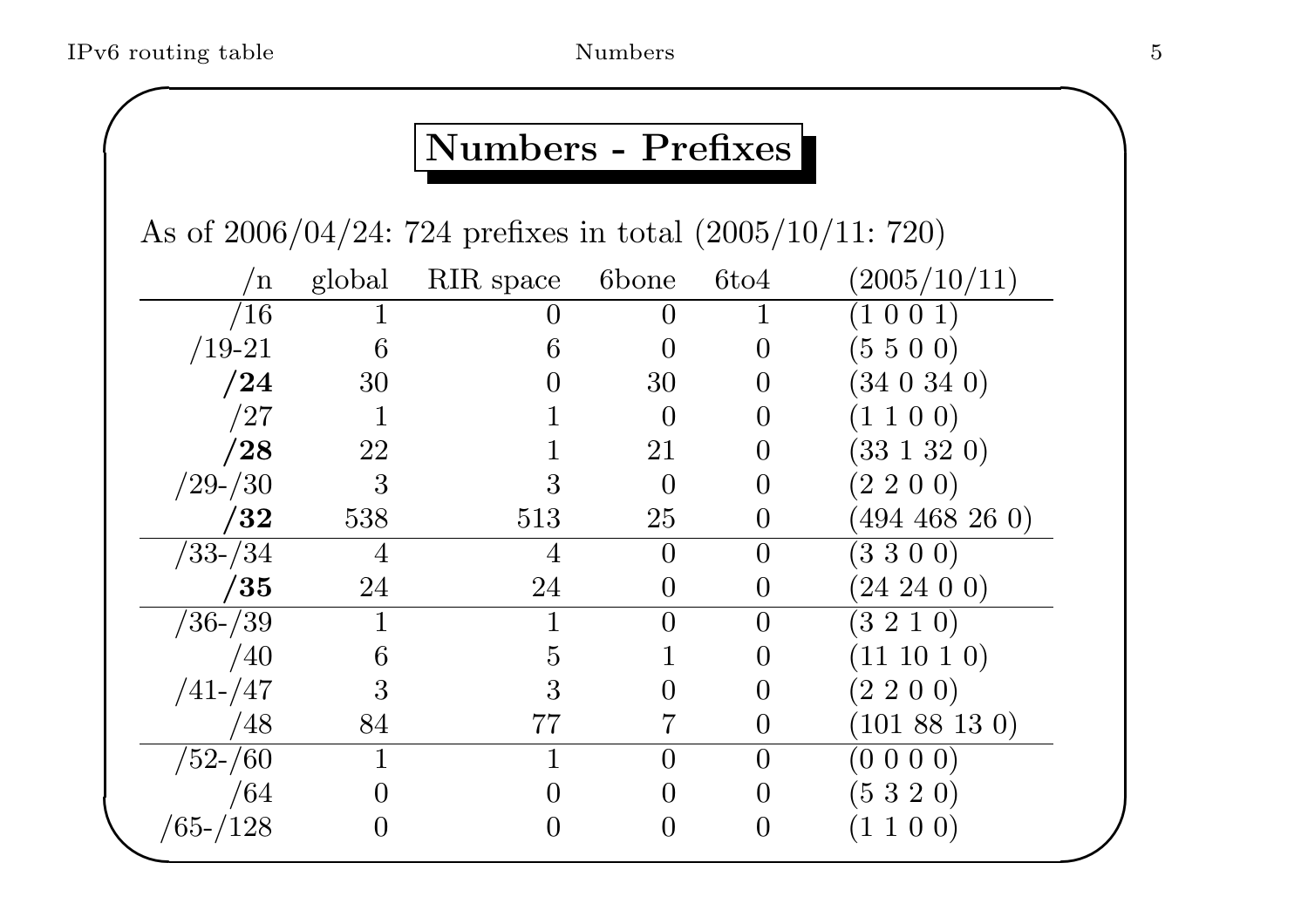# Numbers - Prefixes

As of 2006/04/24: 724 prefixes in total (2005/10/11: 720)

| /n | global | RIR space | 6bone | 6to4 | (2005/10/11) |
|---:|---:|---:|---:|---:|---|
| /16 | 1 | 0 | 0 | 1 | (1 0 0 1) |
| /19-21 | 6 | 6 | 0 | 0 | (5 5 0 0) |
| **/24** | 30 | 0 | 30 | 0 | (34 0 34 0) |
| /27 | 1 | 1 | 0 | 0 | (1 1 0 0) |
| **/28** | 22 | 1 | 21 | 0 | (33 1 32 0) |
| /29-/30 | 3 | 3 | 0 | 0 | (2 2 0 0) |
| **/32** | 538 | 513 | 25 | 0 | (494 468 26 0) |
| /33-/34 | 4 | 4 | 0 | 0 | (3 3 0 0) |
| **/35** | 24 | 24 | 0 | 0 | (24 24 0 0) |
| /36-/39 | 1 | 1 | 0 | 0 | (3 2 1 0) |
| /40 | 6 | 5 | 1 | 0 | (11 10 1 0) |
| /41-/47 | 3 | 3 | 0 | 0 | (2 2 0 0) |
| /48 | 84 | 77 | 7 | 0 | (101 88 13 0) |
| /52-/60 | 1 | 1 | 0 | 0 | (0 0 0 0) |
| /64 | 0 | 0 | 0 | 0 | (5 3 2 0) |
| /65-/128 | 0 | 0 | 0 | 0 | (1 1 0 0) |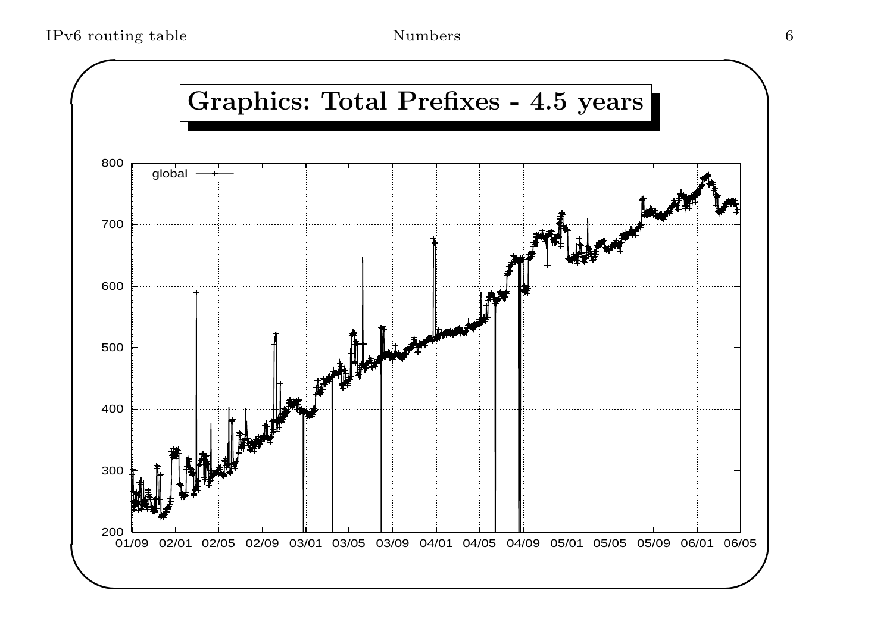## Graphics: Total Prefixes - 4.5 years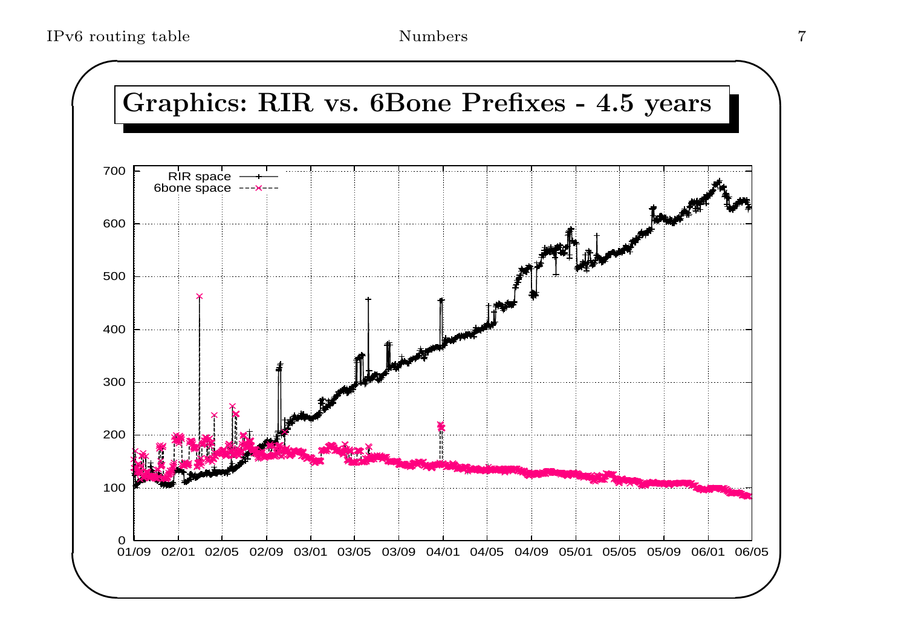# Graphics: RIR vs. 6Bone Prefixes - 4.5 years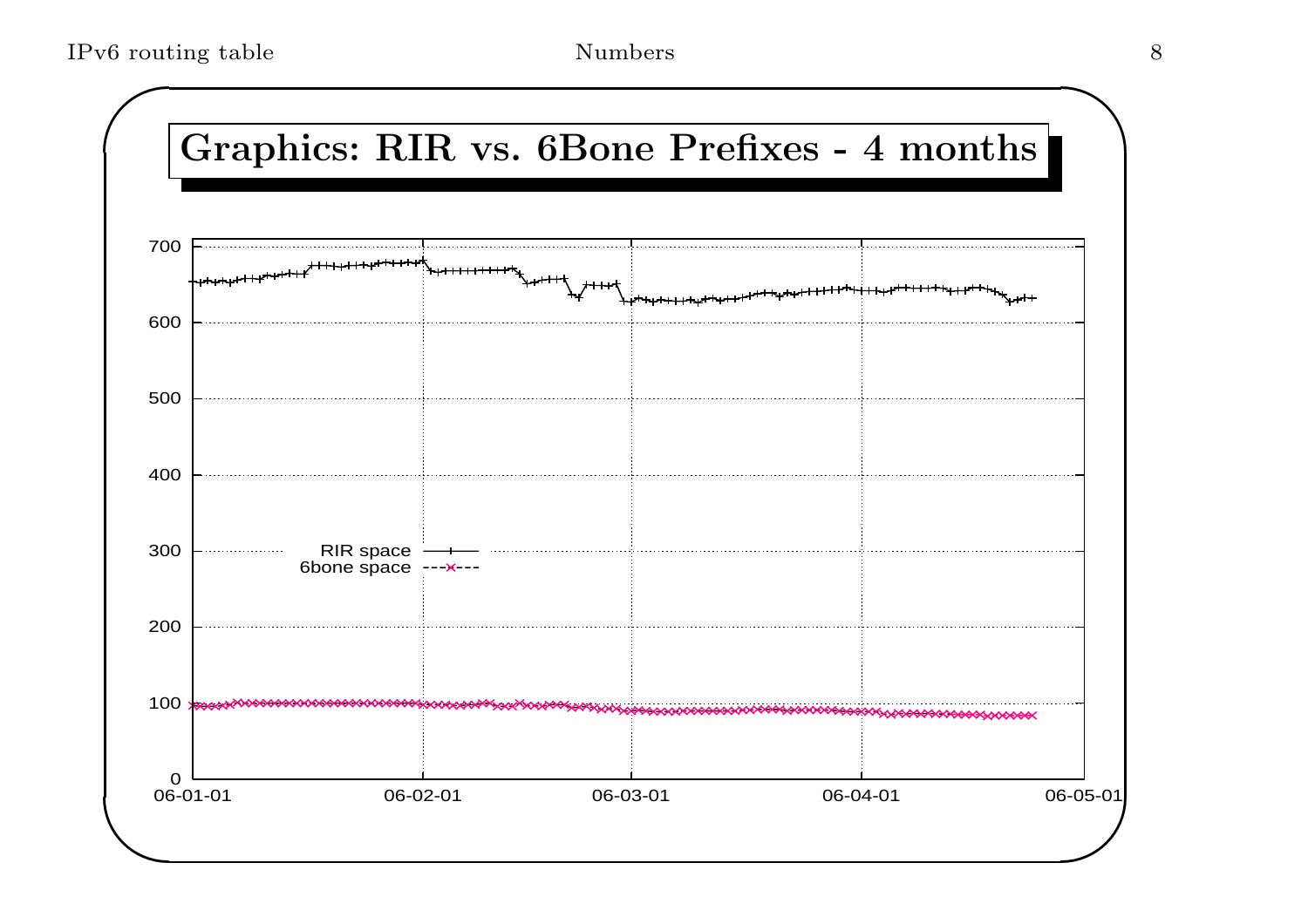# Graphics: RIR vs. 6Bone Prefixes - 4 months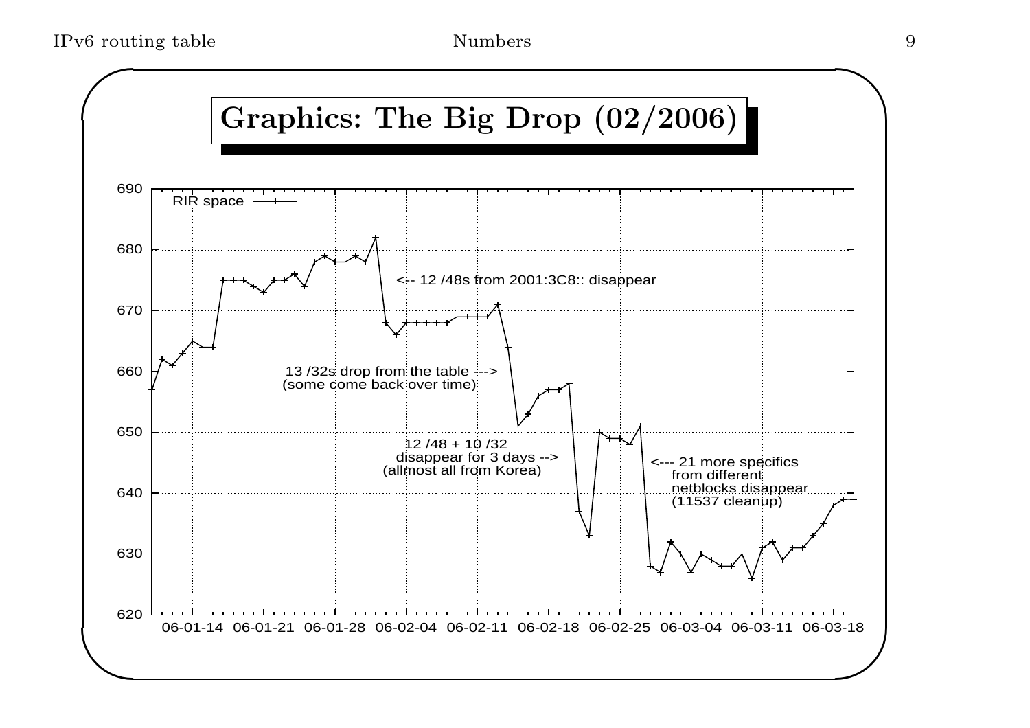# Graphics: The Big Drop (02/2006)

RIR space

<-- 12 /48s from 2001:3C8:: disappear

13 /32s drop from the table --->
(some come back over time)

12 /48 + 10 /32
disappear for 3 days -->
(allmost all from Korea)

<--- 21 more specifics
from different
netblocks disappear
(11537 cleanup)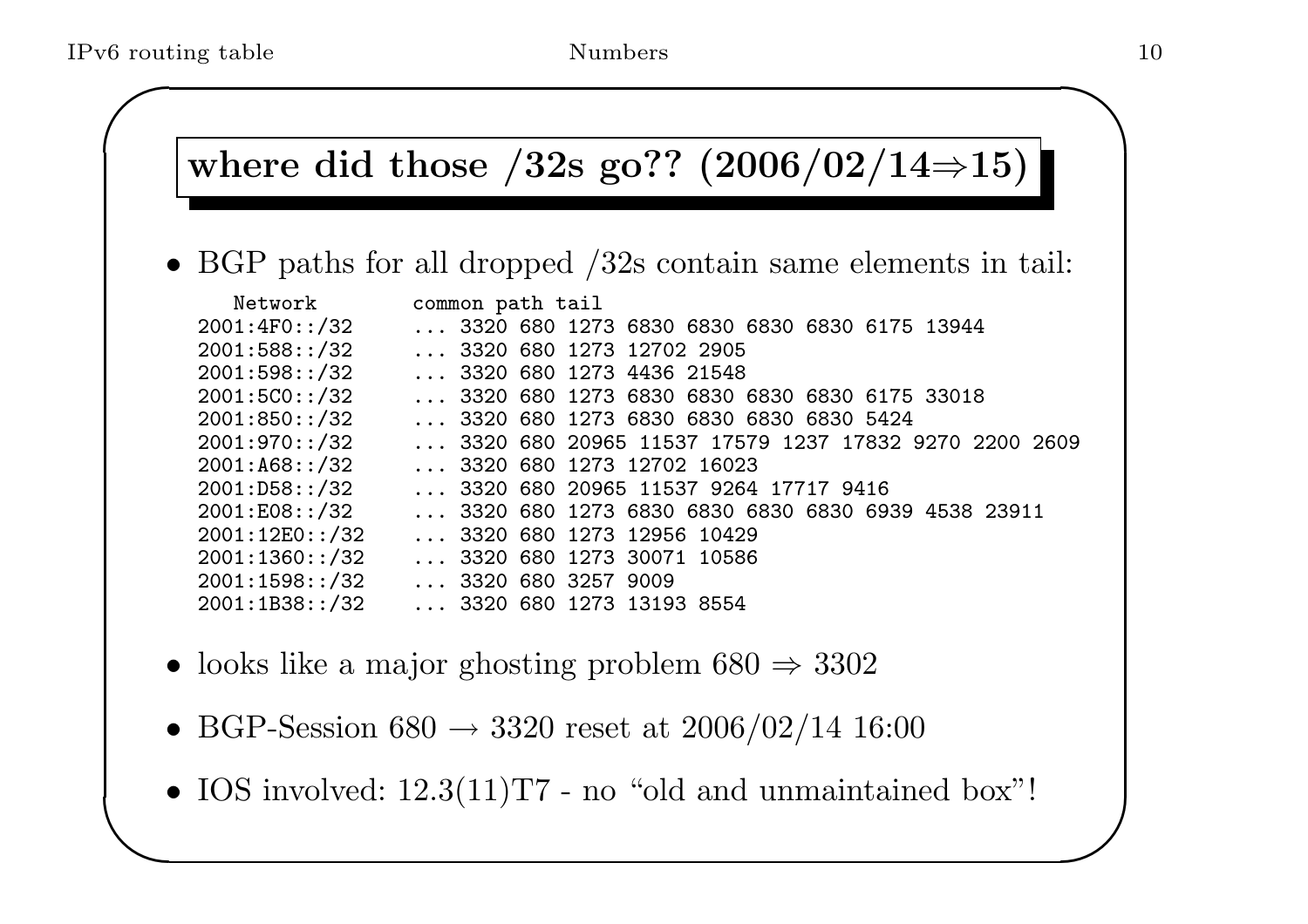## where did those /32s go?? (2006/02/14⇒15)

- BGP paths for all dropped /32s contain same elements in tail:

```
   Network         common path tail
2001:4F0::/32     ... 3320 680 1273 6830 6830 6830 6830 6175 13944
2001:588::/32     ... 3320 680 1273 12702 2905
2001:598::/32     ... 3320 680 1273 4436 21548
2001:5C0::/32     ... 3320 680 1273 6830 6830 6830 6830 6175 33018
2001:850::/32     ... 3320 680 1273 6830 6830 6830 6830 5424
2001:970::/32     ... 3320 680 20965 11537 17579 1237 17832 9270 2200 2609
2001:A68::/32     ... 3320 680 1273 12702 16023
2001:D58::/32     ... 3320 680 20965 11537 9264 17717 9416
2001:E08::/32     ... 3320 680 1273 6830 6830 6830 6830 6939 4538 23911
2001:12E0::/32    ... 3320 680 1273 12956 10429
2001:1360::/32    ... 3320 680 1273 30071 10586
2001:1598::/32    ... 3320 680 3257 9009
2001:1B38::/32    ... 3320 680 1273 13193 8554
```

- looks like a major ghosting problem 680 ⇒ 3302
- BGP-Session 680 → 3320 reset at 2006/02/14 16:00
- IOS involved: 12.3(11)T7 - no “old and unmaintained box”!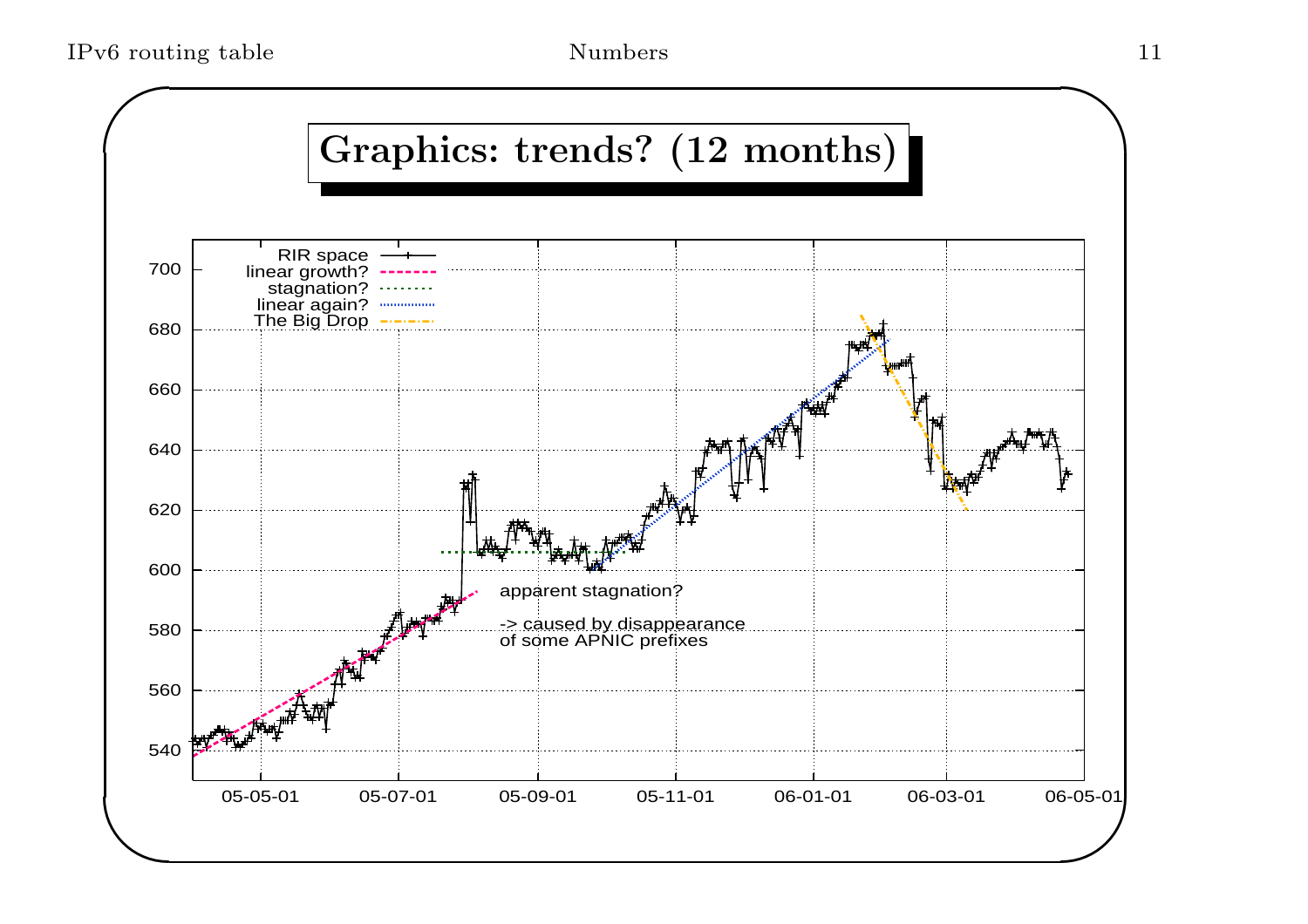# Graphics: trends? (12 months)

RIR space
linear growth?
stagnation?
linear again?
The Big Drop

apparent stagnation?

-> caused by disappearance
of some APNIC prefixes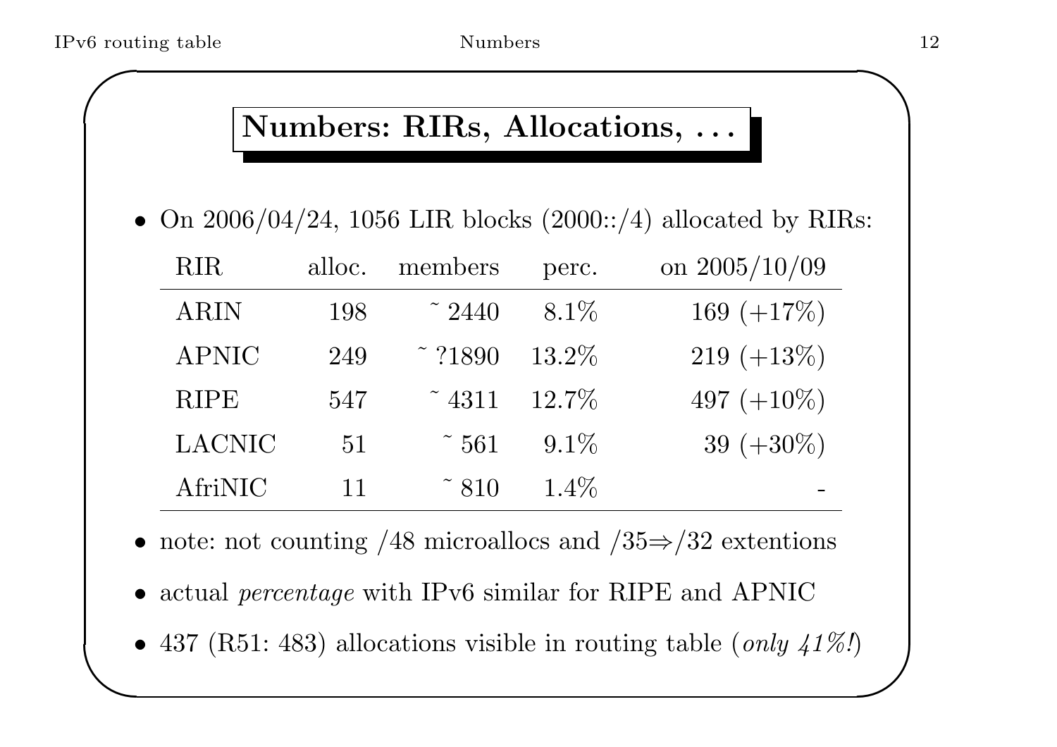## Numbers: RIRs, Allocations, ...

- On 2006/04/24, 1056 LIR blocks (2000::/4) allocated by RIRs:

| RIR | alloc. | members | perc. | on 2005/10/09 |
|---|---|---|---|---|
| ARIN | 198 | ~ 2440 | 8.1% | 169 (+17%) |
| APNIC | 249 | ~ ?1890 | 13.2% | 219 (+13%) |
| RIPE | 547 | ~ 4311 | 12.7% | 497 (+10%) |
| LACNIC | 51 | ~ 561 | 9.1% | 39 (+30%) |
| AfriNIC | 11 | ~ 810 | 1.4% | - |

- note: not counting /48 microallocs and /35⇒/32 extentions
- actual *percentage* with IPv6 similar for RIPE and APNIC
- 437 (R51: 483) allocations visible in routing table (*only 41%!*)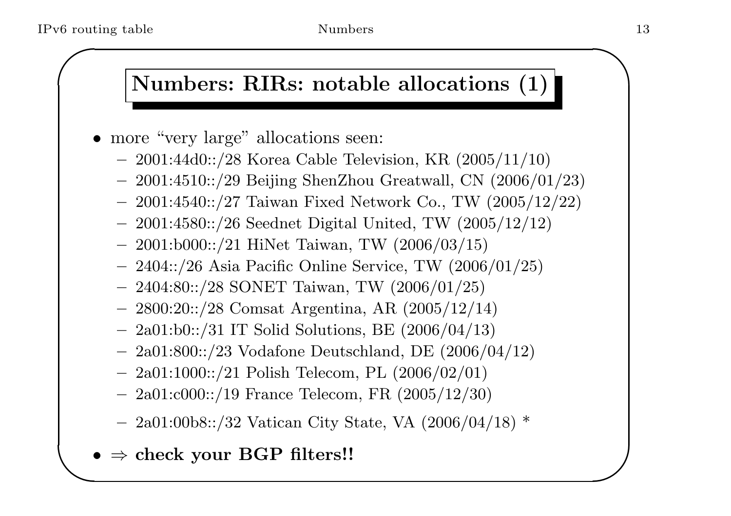## Numbers: RIRs: notable allocations (1)

- more "very large" allocations seen:
  - 2001:44d0::/28 Korea Cable Television, KR (2005/11/10)
  - 2001:4510::/29 Beijing ShenZhou Greatwall, CN (2006/01/23)
  - 2001:4540::/27 Taiwan Fixed Network Co., TW (2005/12/22)
  - 2001:4580::/26 Seednet Digital United, TW (2005/12/12)
  - 2001:b000::/21 HiNet Taiwan, TW (2006/03/15)
  - 2404::/26 Asia Pacific Online Service, TW (2006/01/25)
  - 2404:80::/28 SONET Taiwan, TW (2006/01/25)
  - 2800:20::/28 Comsat Argentina, AR (2005/12/14)
  - 2a01:b0::/31 IT Solid Solutions, BE (2006/04/13)
  - 2a01:800::/23 Vodafone Deutschland, DE (2006/04/12)
  - 2a01:1000::/21 Polish Telecom, PL (2006/02/01)
  - 2a01:c000::/19 France Telecom, FR (2005/12/30)
  - 2a01:00b8::/32 Vatican City State, VA (2006/04/18) *
- ⇒ **check your BGP filters!!**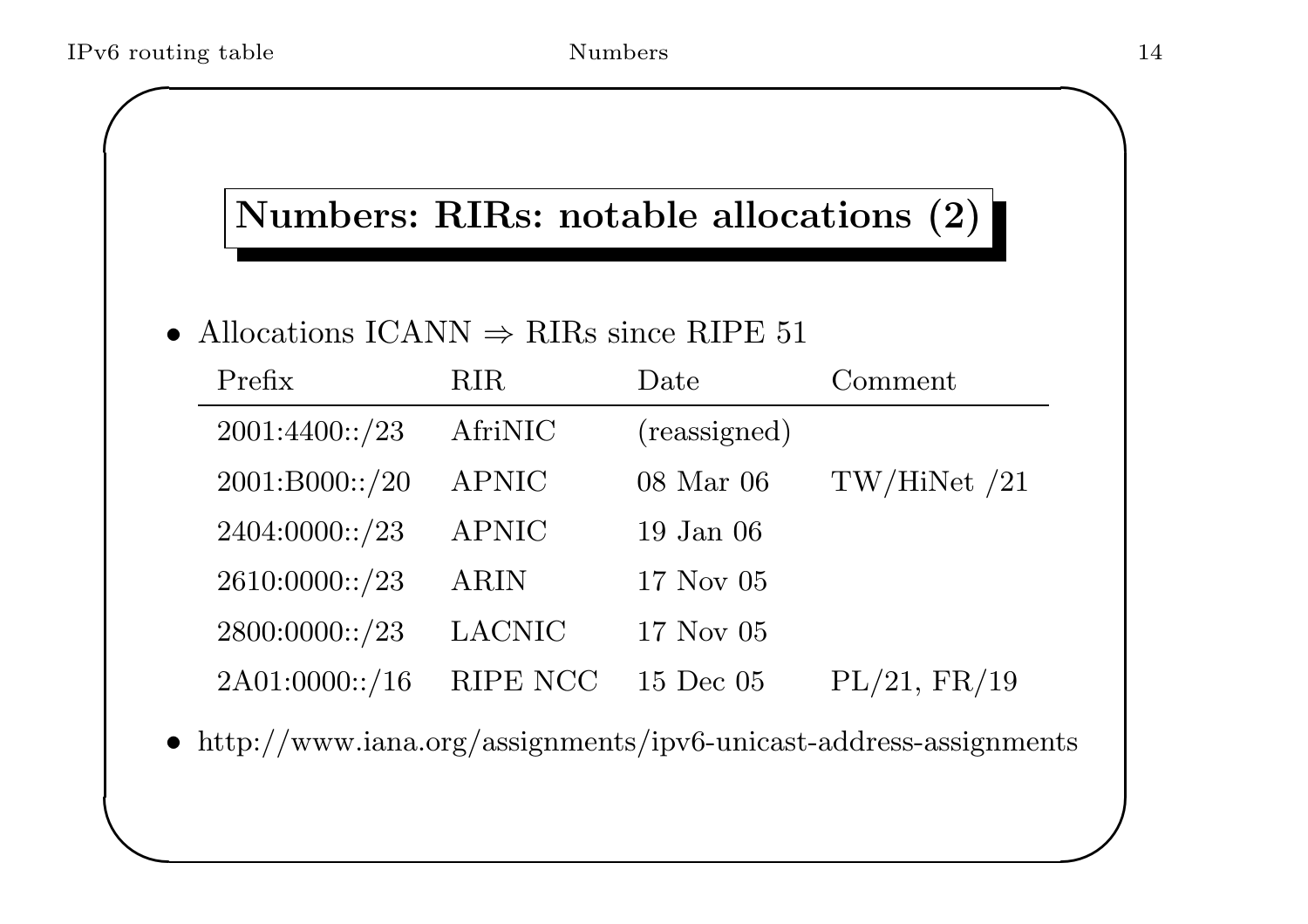## Numbers: RIRs: notable allocations (2)

- Allocations ICANN ⇒ RIRs since RIPE 51

| Prefix | RIR | Date | Comment |
|---|---|---|---|
| 2001:4400::/23 | AfriNIC | (reassigned) | |
| 2001:B000::/20 | APNIC | 08 Mar 06 | TW/HiNet /21 |
| 2404:0000::/23 | APNIC | 19 Jan 06 | |
| 2610:0000::/23 | ARIN | 17 Nov 05 | |
| 2800:0000::/23 | LACNIC | 17 Nov 05 | |
| 2A01:0000::/16 | RIPE NCC | 15 Dec 05 | PL/21, FR/19 |

- http://www.iana.org/assignments/ipv6-unicast-address-assignments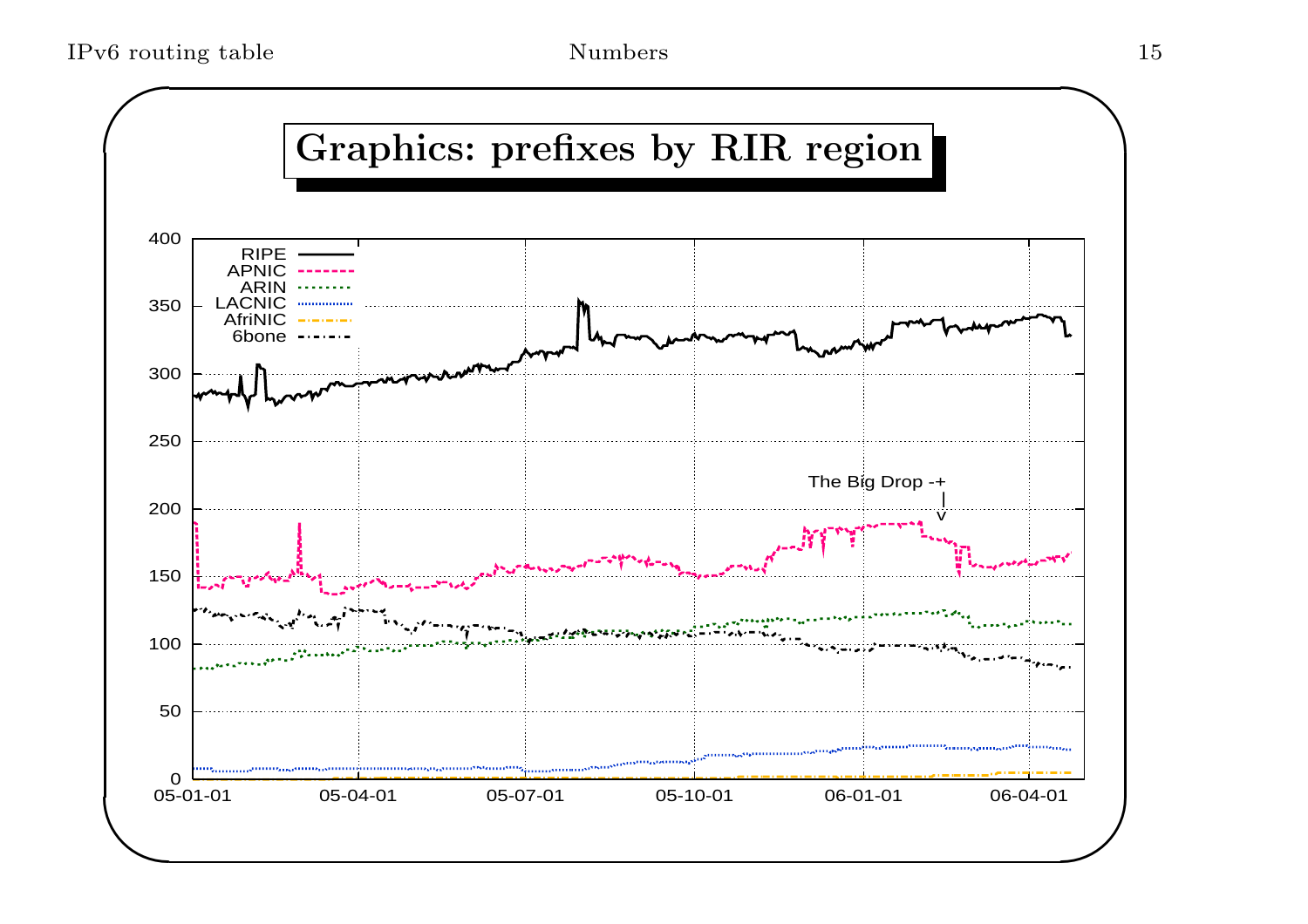# Graphics: prefixes by RIR region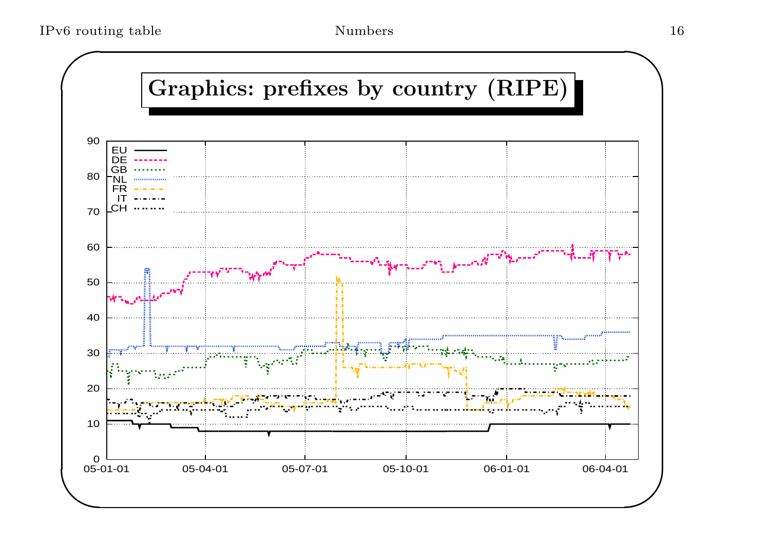# Graphics: prefixes by country (RIPE)

EU, DE, GB, NL, FR, IT, CH

90, 80, 70, 60, 50, 40, 30, 20, 10, 0

05-01-01, 05-04-01, 05-07-01, 05-10-01, 06-01-01, 06-04-01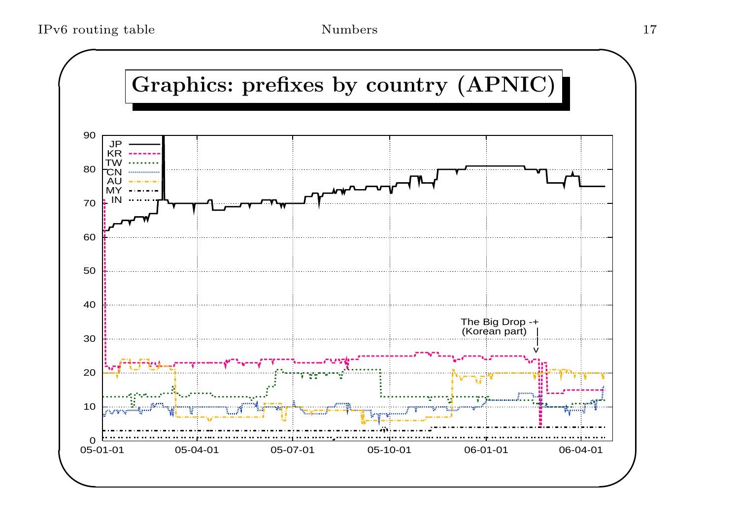# Graphics: prefixes by country (APNIC)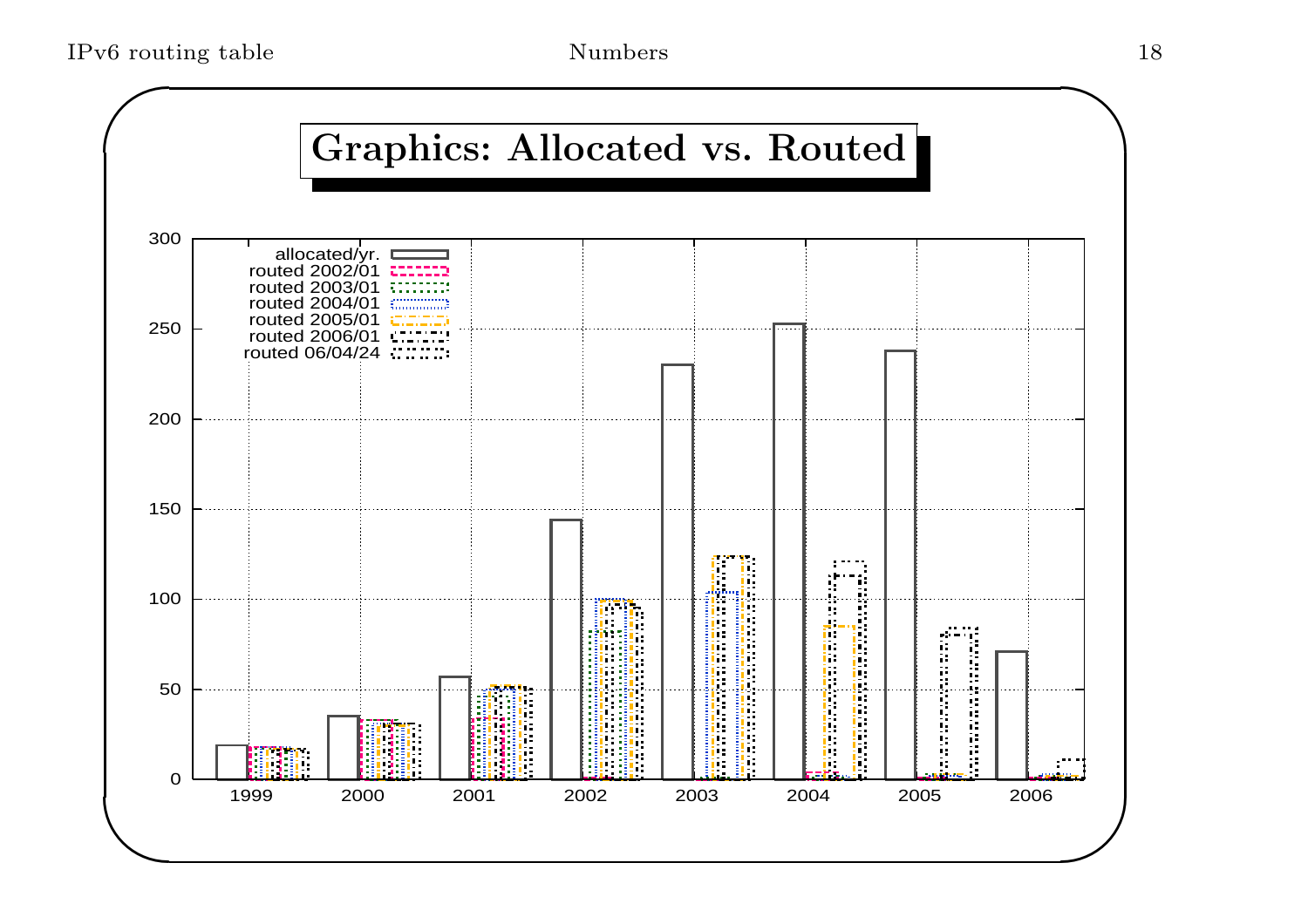# Graphics: Allocated vs. Routed

300

250

200

150

100

50

0

allocated/yr.
routed 2002/01
routed 2003/01
routed 2004/01
routed 2005/01
routed 2006/01
routed 06/04/24

1999 2000 2001 2002 2003 2004 2005 2006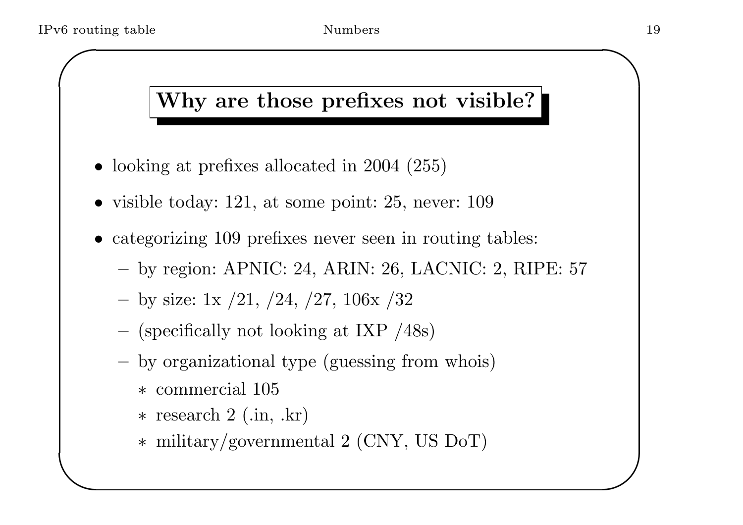## Why are those prefixes not visible?

- looking at prefixes allocated in 2004 (255)
- visible today: 121, at some point: 25, never: 109
- categorizing 109 prefixes never seen in routing tables:
  - by region: APNIC: 24, ARIN: 26, LACNIC: 2, RIPE: 57
  - by size: 1x /21, /24, /27, 106x /32
  - (specifically not looking at IXP /48s)
  - by organizational type (guessing from whois)
    - commercial 105
    - research 2 (.in, .kr)
    - military/governmental 2 (CNY, US DoT)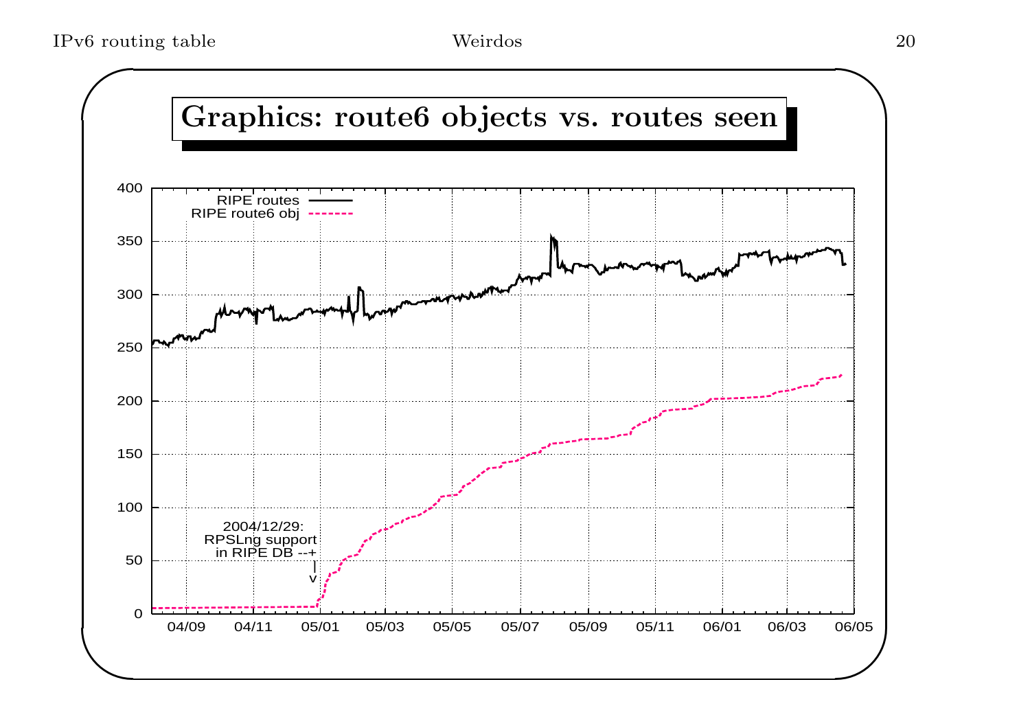# Graphics: route6 objects vs. routes seen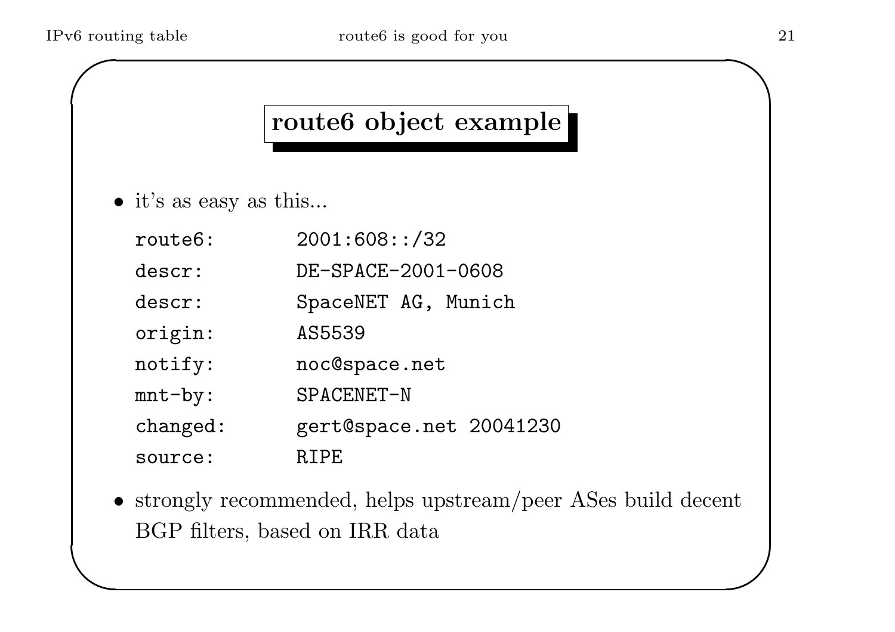# route6 object example

- it's as easy as this...

```
route6:       2001:608::/32
descr:        DE-SPACE-2001-0608
descr:        SpaceNET AG, Munich
origin:       AS5539
notify:       noc@space.net
mnt-by:       SPACENET-N
changed:      gert@space.net 20041230
source:       RIPE
```

- strongly recommended, helps upstream/peer ASes build decent BGP filters, based on IRR data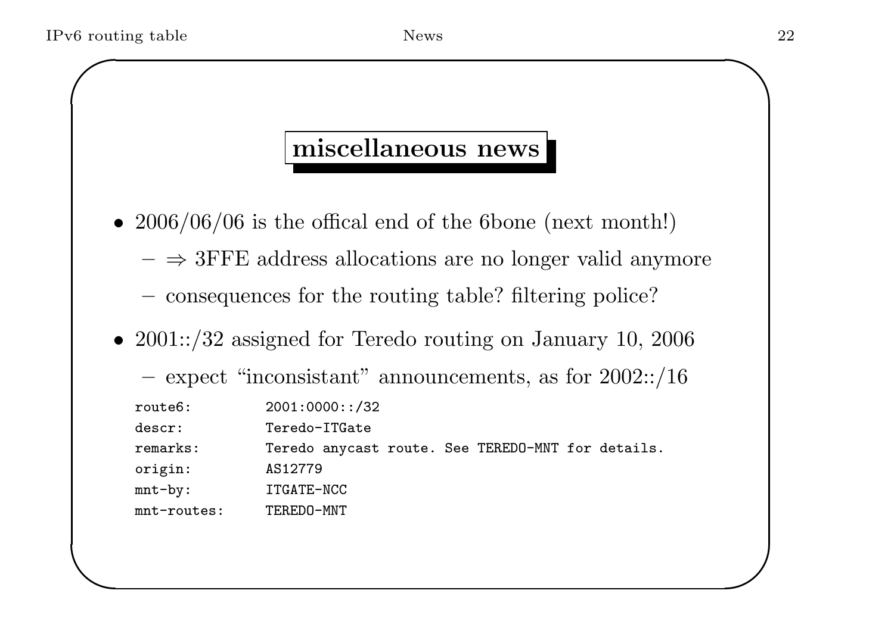## miscellaneous news

- 2006/06/06 is the offical end of the 6bone (next month!)
  - ⇒ 3FFE address allocations are no longer valid anymore
  - consequences for the routing table? filtering police?
- 2001::/32 assigned for Teredo routing on January 10, 2006
  - expect "inconsistant" announcements, as for 2002::/16

```
route6:        2001:0000::/32
descr:         Teredo-ITGate
remarks:       Teredo anycast route. See TEREDO-MNT for details.
origin:        AS12779
mnt-by:        ITGATE-NCC
mnt-routes:    TEREDO-MNT
```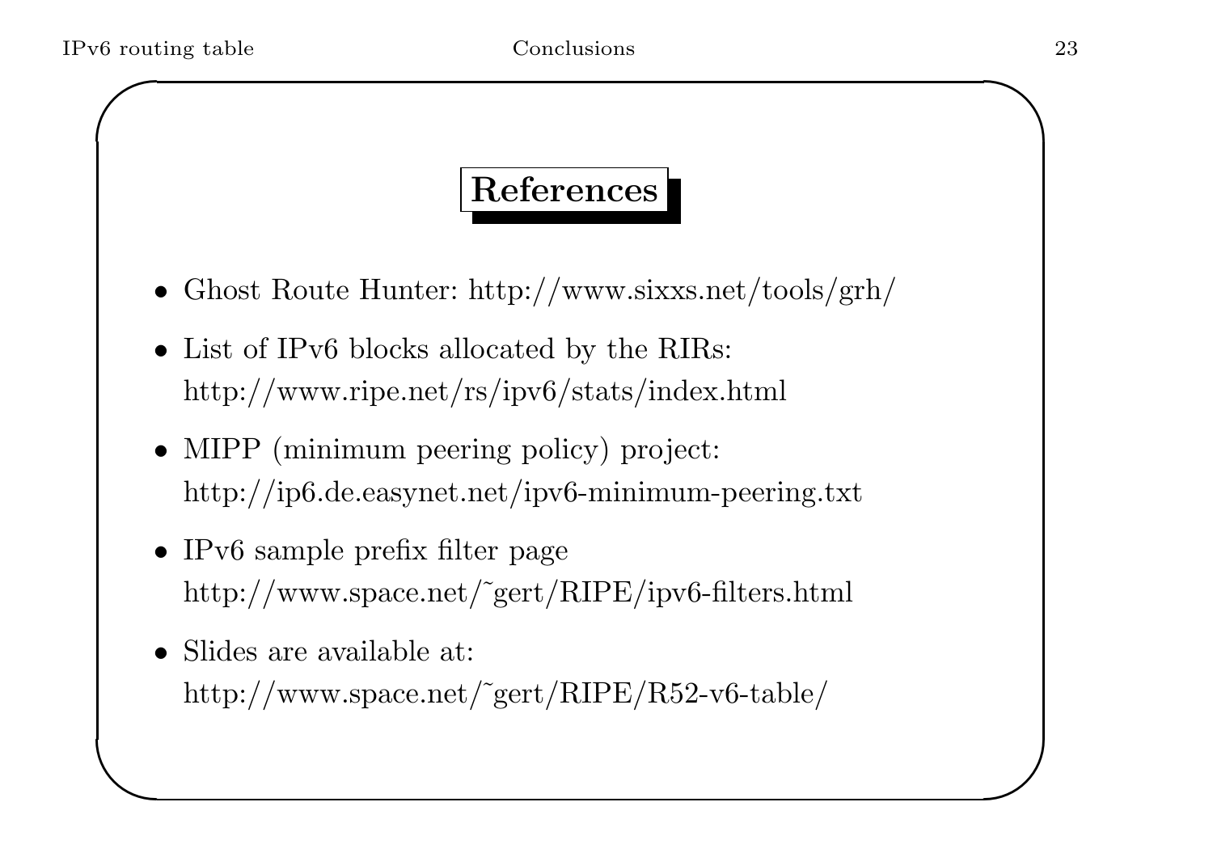# References

- Ghost Route Hunter: http://www.sixxs.net/tools/grh/
- List of IPv6 blocks allocated by the RIRs:
  http://www.ripe.net/rs/ipv6/stats/index.html
- MIPP (minimum peering policy) project:
  http://ip6.de.easynet.net/ipv6-minimum-peering.txt
- IPv6 sample prefix filter page
  http://www.space.net/~gert/RIPE/ipv6-filters.html
- Slides are available at:
  http://www.space.net/~gert/RIPE/R52-v6-table/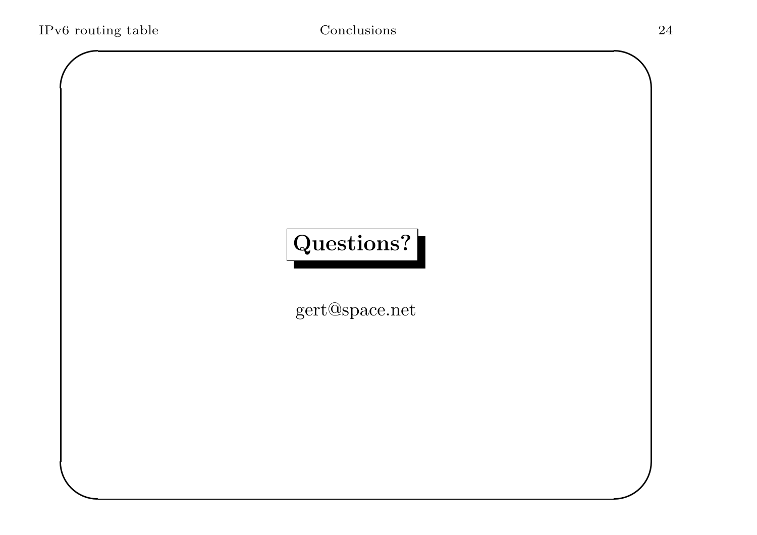**Questions?**

gert@space.net